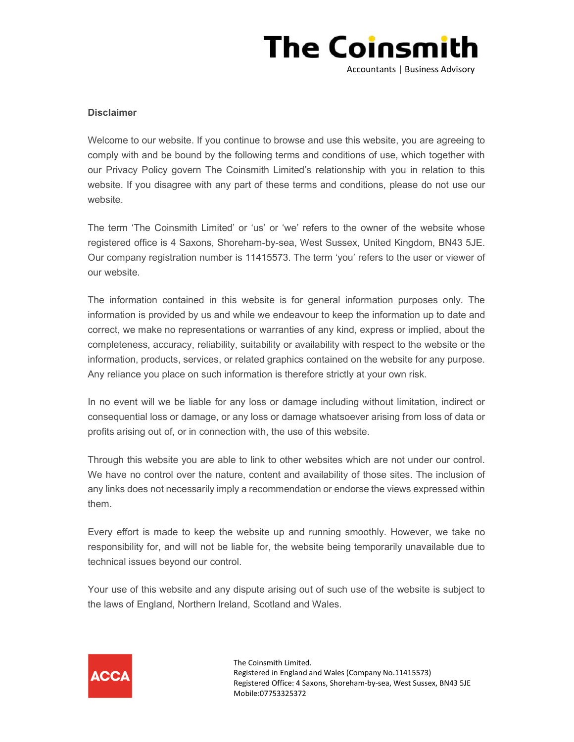# The Coinsmith

Accountants | Business Advisory

**Disclaimer**

Welcome to our website. If you continue to browse and use this website, you are agreeing to comply with and be bound by the following terms and conditions of use, which together with our Privacy Policy govern The Coinsmith Limited's relationship with you in relation to this website. If you disagree with any part of these terms and conditions, please do not use our website.

The term 'The Coinsmith Limited' or 'us' or 'we' refers to the owner of the website whose registered office is 4 Saxons, Shoreham-by-sea, West Sussex, United Kingdom, BN43 5JE. Our company registration number is 11415573. The term 'you' refers to the user or viewer of our website.

The information contained in this website is for general information purposes only. The information is provided by us and while we endeavour to keep the information up to date and correct, we make no representations or warranties of any kind, express or implied, about the completeness, accuracy, reliability, suitability or availability with respect to the website or the information, products, services, or related graphics contained on the website for any purpose. Any reliance you place on such information is therefore strictly at your own risk.

In no event will we be liable for any loss or damage including without limitation, indirect or consequential loss or damage, or any loss or damage whatsoever arising from loss of data or profits arising out of, or in connection with, the use of this website.

Through this website you are able to link to other websites which are not under our control. We have no control over the nature, content and availability of those sites. The inclusion of any links does not necessarily imply a recommendation or endorse the views expressed within them.

Every effort is made to keep the website up and running smoothly. However, we take no responsibility for, and will not be liable for, the website being temporarily unavailable due to technical issues beyond our control.

Your use of this website and any dispute arising out of such use of the website is subject to the laws of England, Northern Ireland, Scotland and Wales.

ACCA

The Coinsmith Limited.
Registered in England and Wales (Company No.11415573)
Registered Office: 4 Saxons, Shoreham-by-sea, West Sussex, BN43 5JE
Mobile:07753325372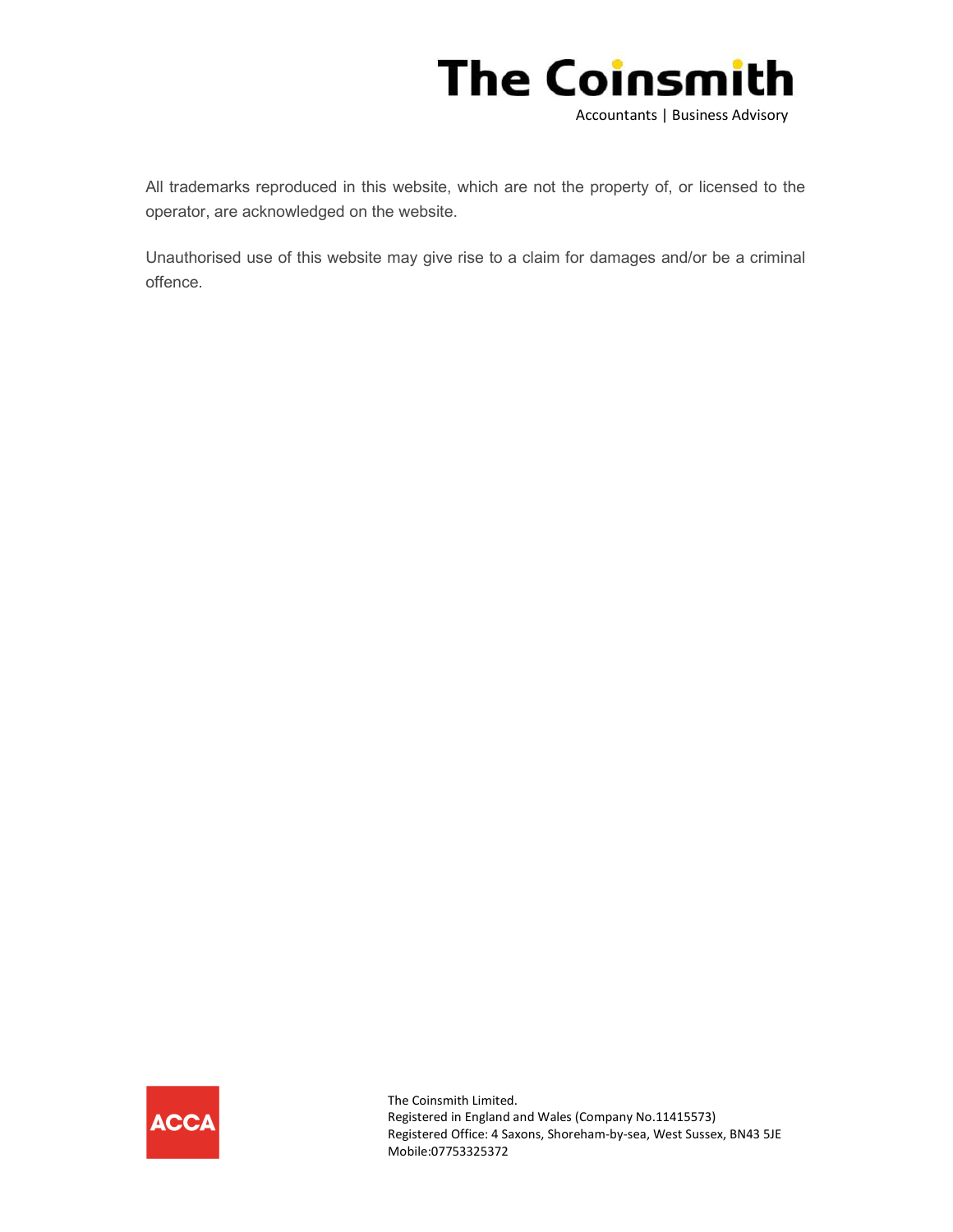All trademarks reproduced in this website, which are not the property of, or licensed to the operator, are acknowledged on the website.

Unauthorised use of this website may give rise to a claim for damages and/or be a criminal offence.